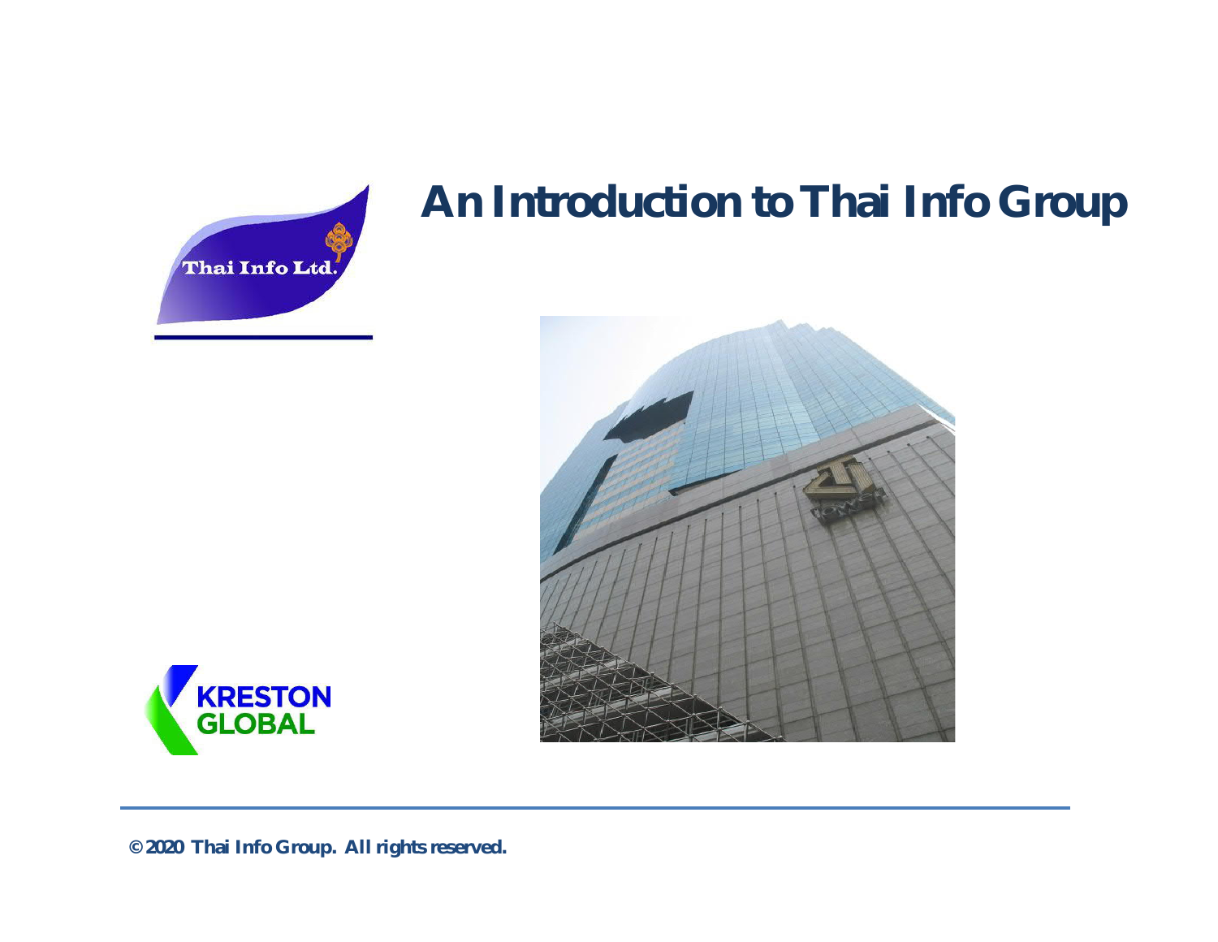# An Introduction to Thai Info Group

© 2020 Thai Info Group. All rights reserved.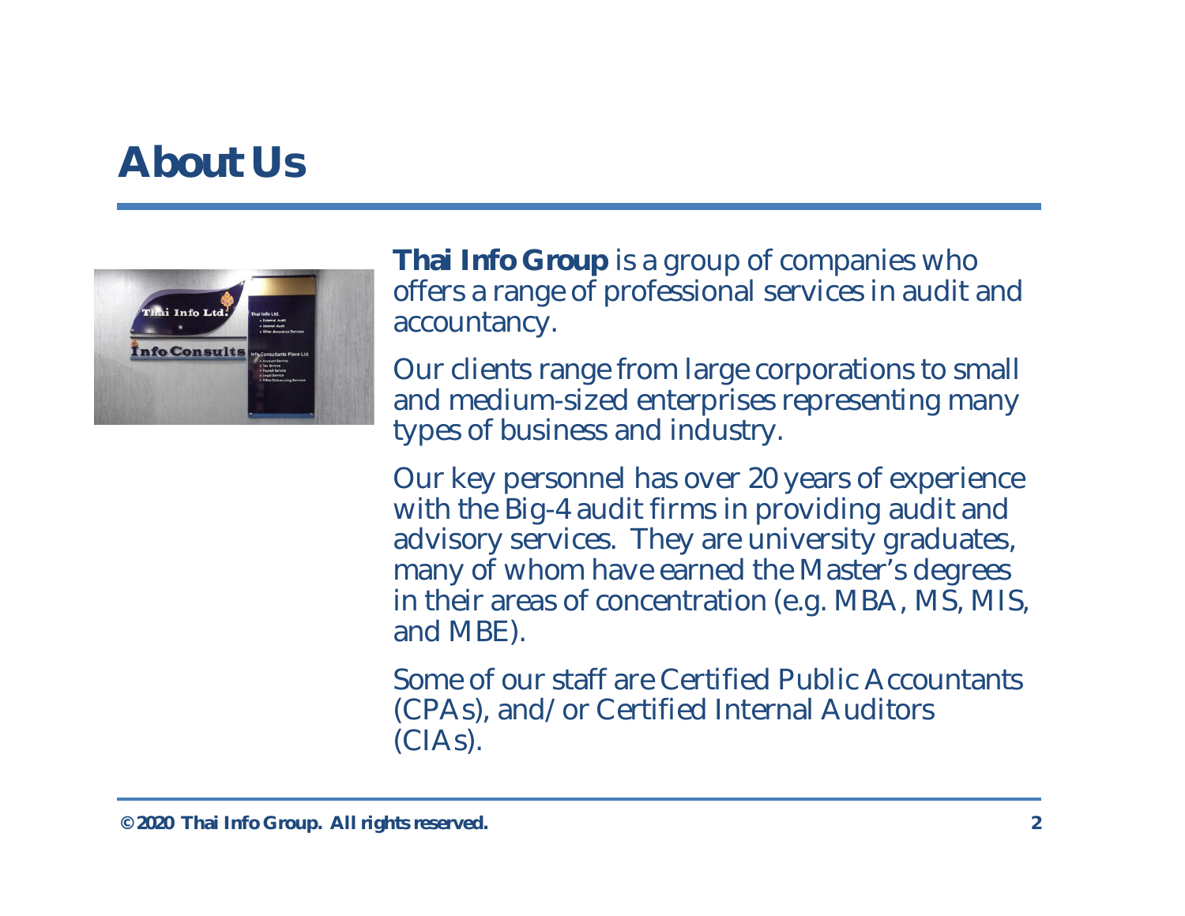# About Us

**Thai Info Group** is a group of companies who offers a range of professional services in audit and accountancy.

Our clients range from large corporations to small and medium-sized enterprises representing many types of business and industry.

Our key personnel has over 20 years of experience with the Big-4 audit firms in providing audit and advisory services. They are university graduates, many of whom have earned the Master's degrees in their areas of concentration (e.g. MBA, MS, MIS, and MBE).

Some of our staff are Certified Public Accountants (CPAs), and/or Certified Internal Auditors (CIAs).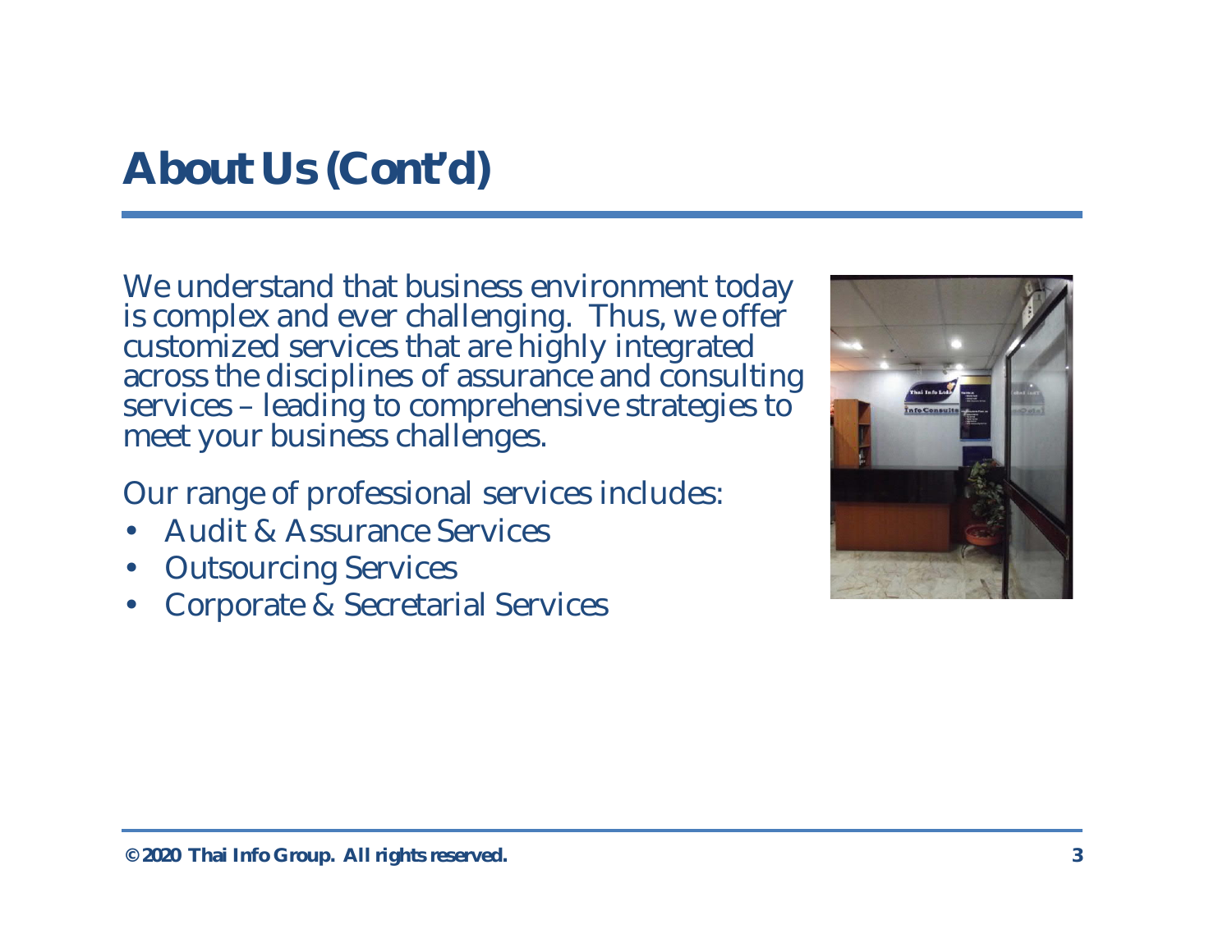# About Us (Cont'd)

We understand that business environment today is complex and ever challenging. Thus, we offer customized services that are highly integrated across the disciplines of assurance and consulting services – leading to comprehensive strategies to meet your business challenges.

Our range of professional services includes:

- Audit & Assurance Services
- Outsourcing Services
- Corporate & Secretarial Services

© 2020 Thai Info Group. All rights reserved.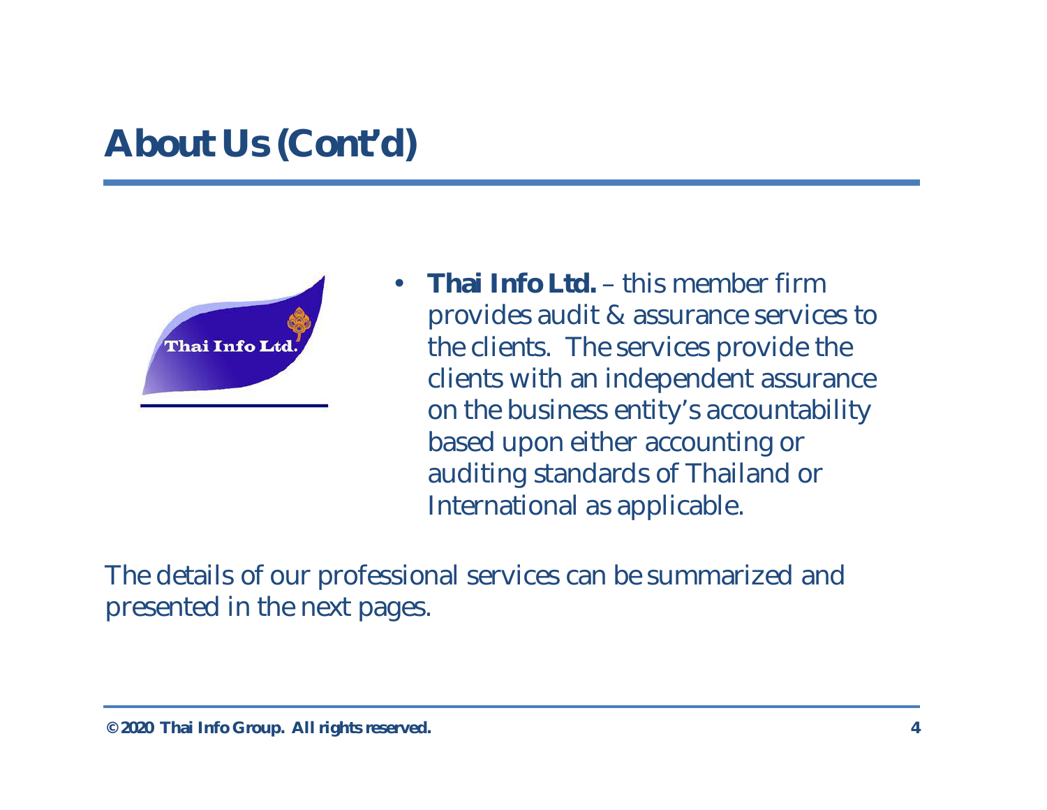# About Us (Cont'd)

- **Thai Info Ltd.** – this member firm provides audit & assurance services to the clients. The services provide the clients with an independent assurance on the business entity's accountability based upon either accounting or auditing standards of Thailand or International as applicable.

The details of our professional services can be summarized and presented in the next pages.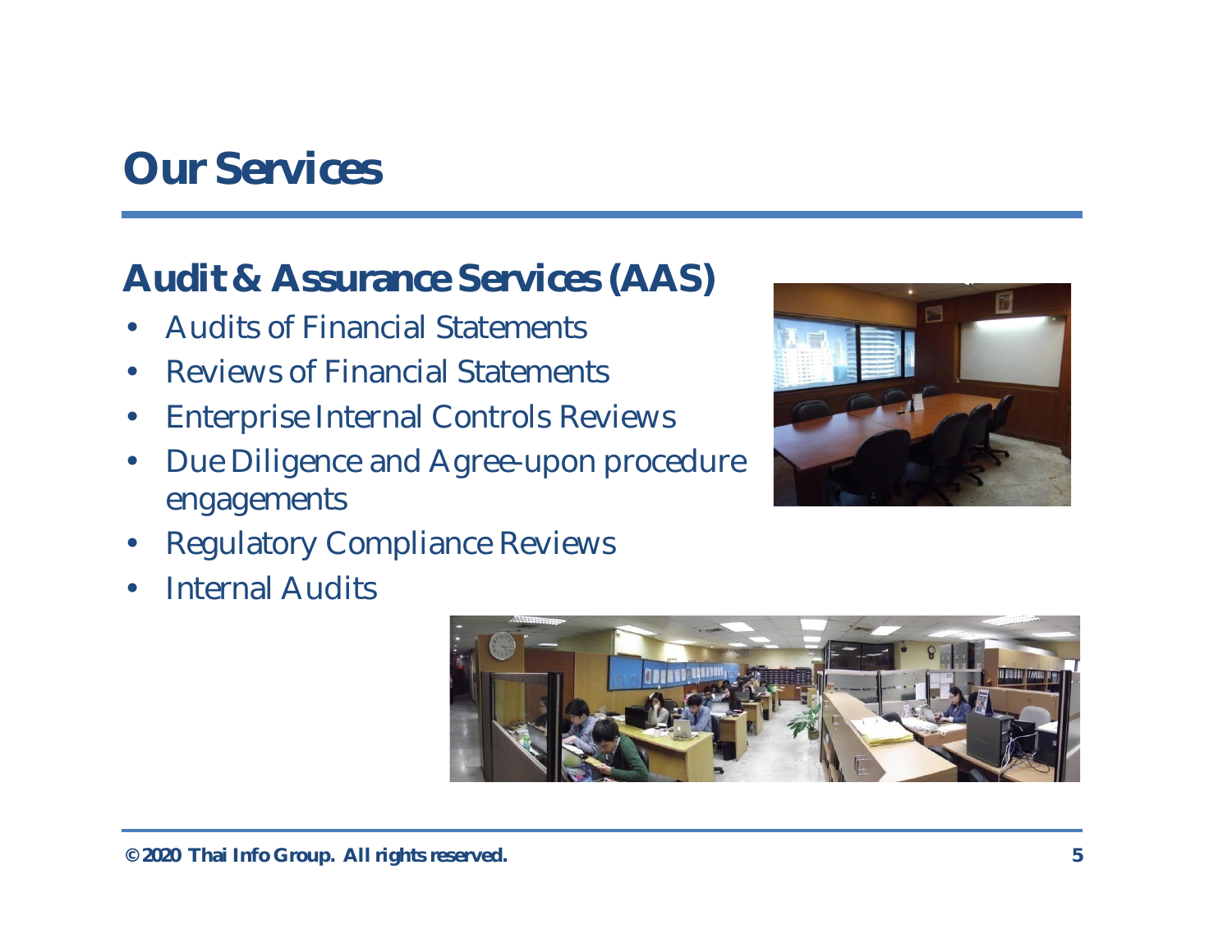# Our Services

## Audit & Assurance Services (AAS)

- Audits of Financial Statements
- Reviews of Financial Statements
- Enterprise Internal Controls Reviews
- Due Diligence and Agree-upon procedure engagements
- Regulatory Compliance Reviews
- Internal Audits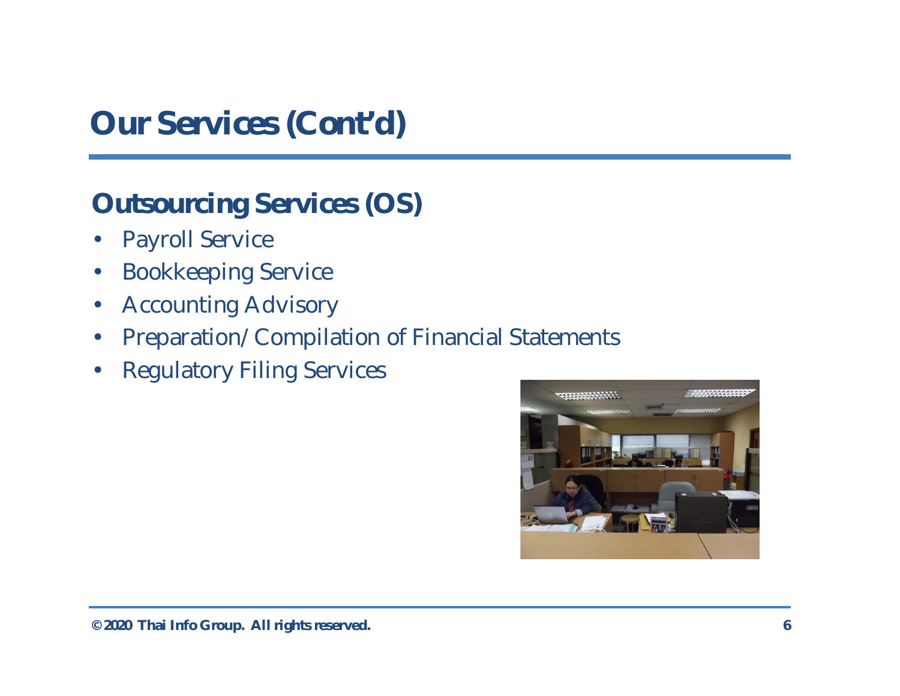# Our Services (Cont'd)

## Outsourcing Services (OS)

- Payroll Service
- Bookkeeping Service
- Accounting Advisory
- Preparation/Compilation of Financial Statements
- Regulatory Filing Services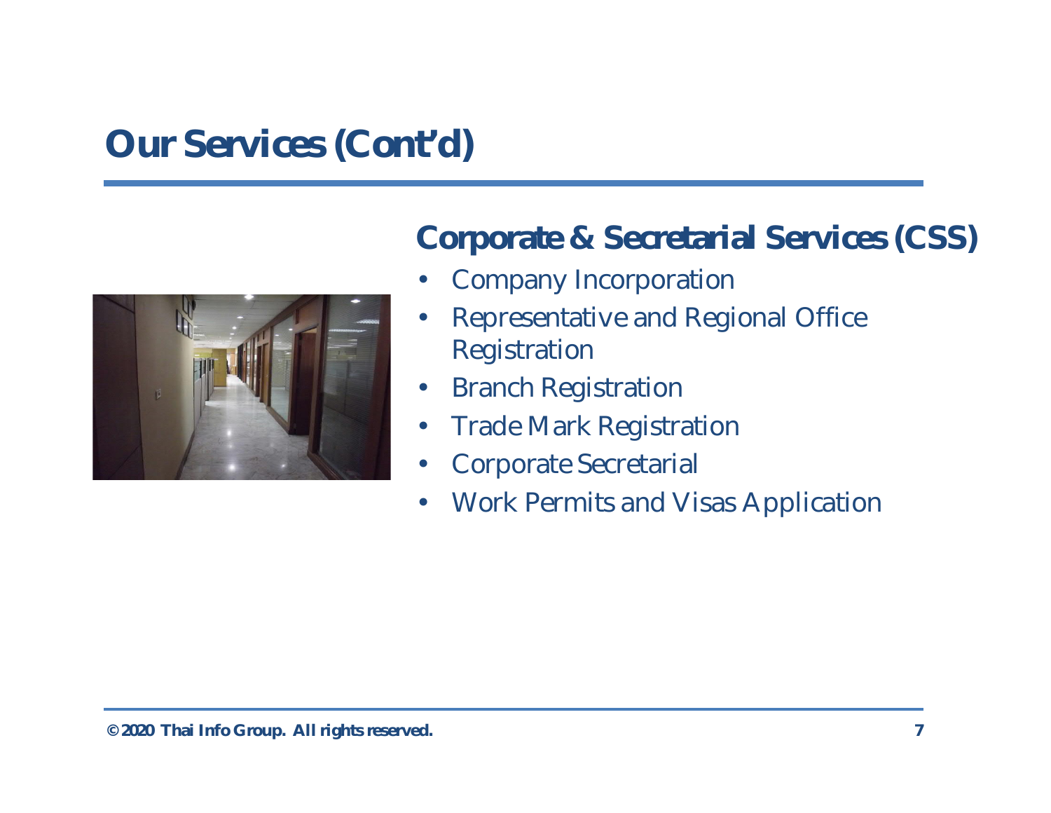# Our Services (Cont'd)

## Corporate & Secretarial Services (CSS)

- Company Incorporation
- Representative and Regional Office Registration
- Branch Registration
- Trade Mark Registration
- Corporate Secretarial
- Work Permits and Visas Application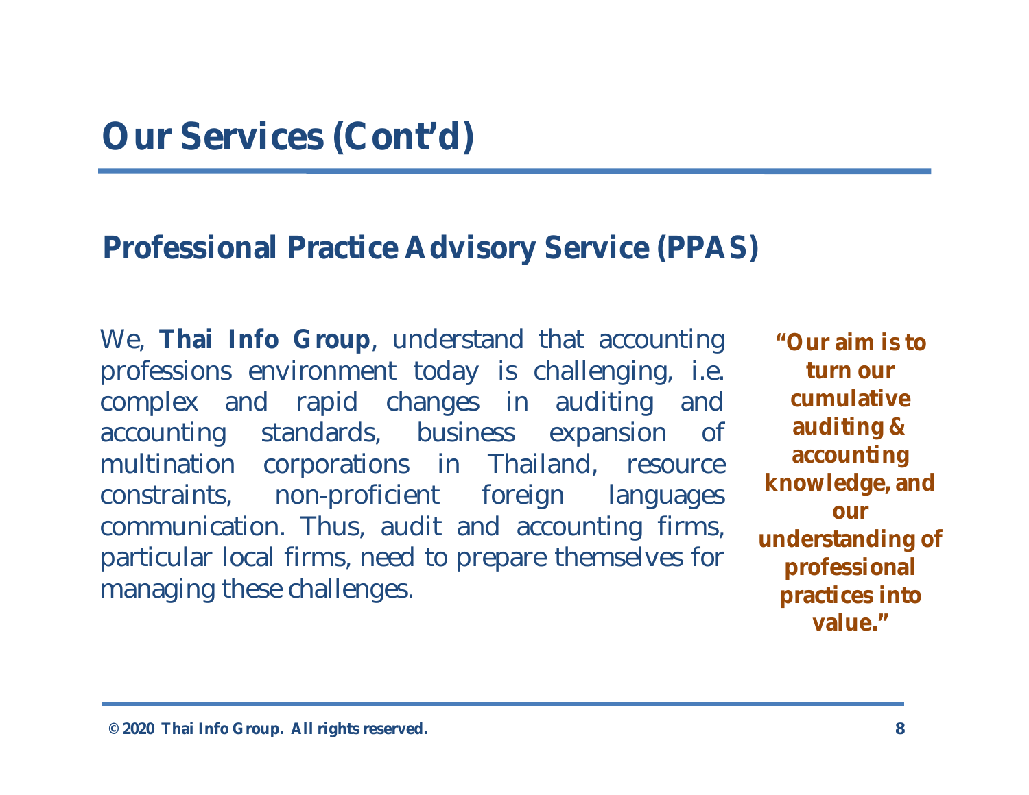# Our Services (Cont'd)

## Professional Practice Advisory Service (PPAS)

We, **Thai Info Group**, understand that accounting professions environment today is challenging, i.e. complex and rapid changes in auditing and accounting standards, business expansion of multination corporations in Thailand, resource constraints, non-proficient foreign languages communication. Thus, audit and accounting firms, particular local firms, need to prepare themselves for managing these challenges.

**"Our aim is to turn our cumulative auditing & accounting knowledge, and our understanding of professional practices into value."**

© 2020 Thai Info Group. All rights reserved.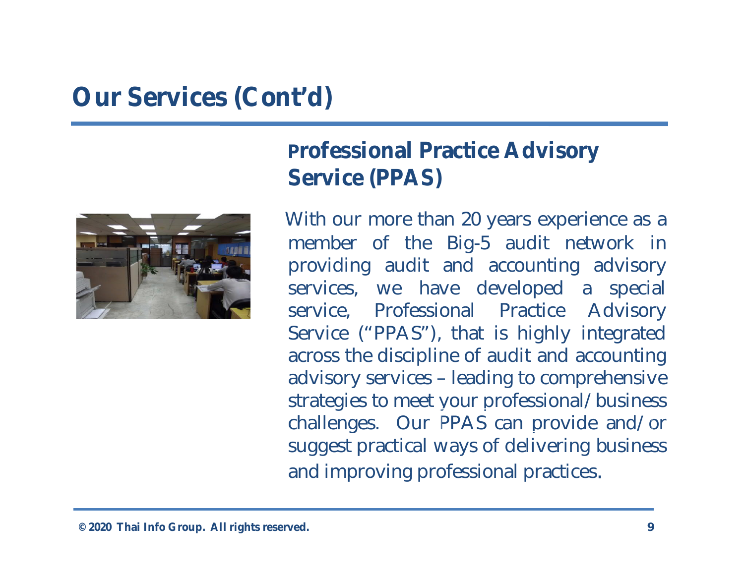# Our Services (Cont'd)

## Professional Practice Advisory Service (PPAS)

With our more than 20 years experience as a member of the Big-5 audit network in providing audit and accounting advisory services, we have developed a special service, Professional Practice Advisory Service ("PPAS"), that is highly integrated across the discipline of audit and accounting advisory services – leading to comprehensive strategies to meet your professional/business challenges. Our PPAS can provide and/or suggest practical ways of delivering business and improving professional practices.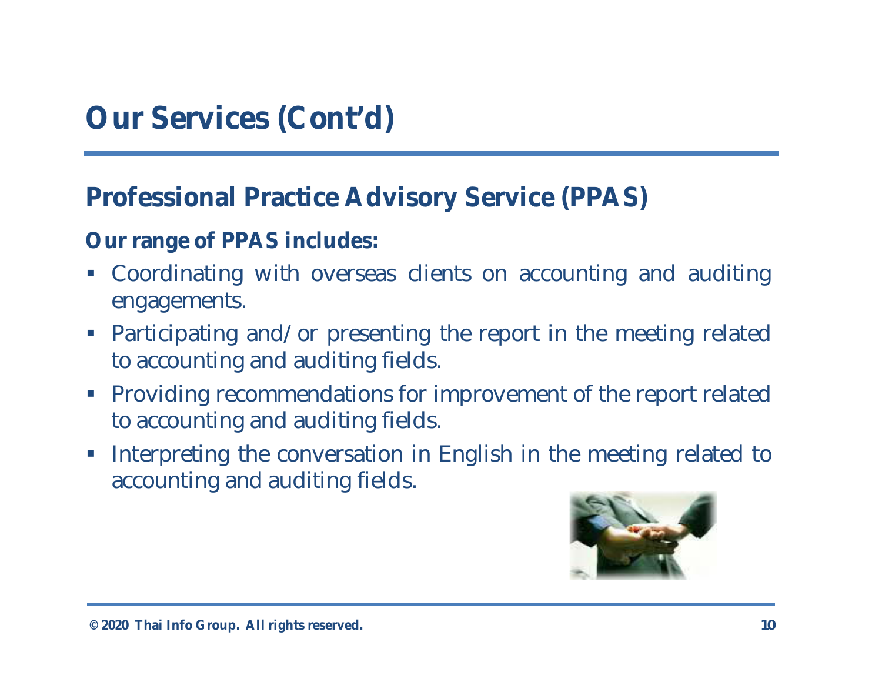# Our Services (Cont'd)

## Professional Practice Advisory Service (PPAS)

**Our range of PPAS includes:**

- Coordinating with overseas clients on accounting and auditing engagements.
- Participating and/or presenting the report in the meeting related to accounting and auditing fields.
- Providing recommendations for improvement of the report related to accounting and auditing fields.
- Interpreting the conversation in English in the meeting related to accounting and auditing fields.

© 2020 Thai Info Group. All rights reserved.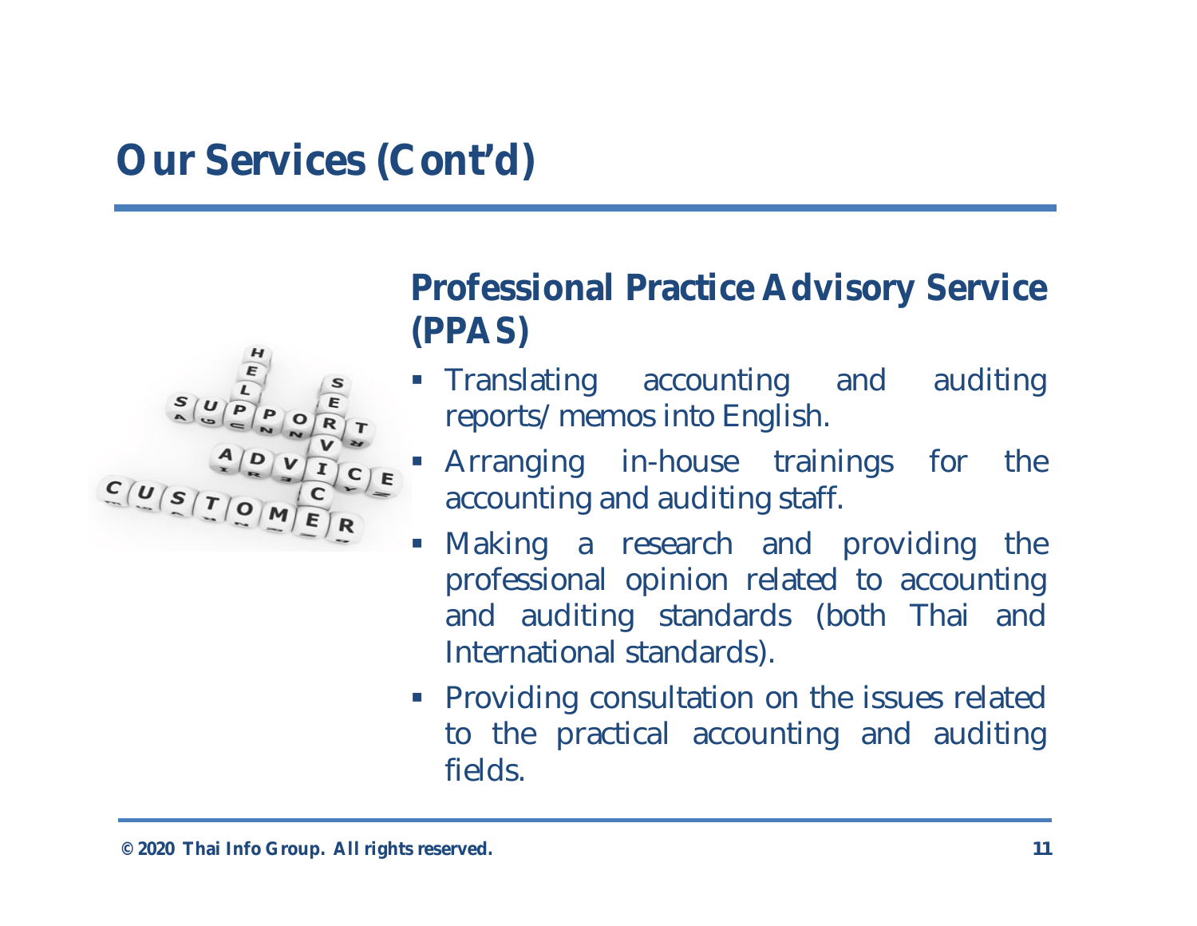# Our Services (Cont'd)

## Professional Practice Advisory Service (PPAS)

- Translating accounting and auditing reports/ memos into English.
- Arranging in-house trainings for the accounting and auditing staff.
- Making a research and providing the professional opinion related to accounting and auditing standards (both Thai and International standards).
- Providing consultation on the issues related to the practical accounting and auditing fields.

© 2020 Thai Info Group. All rights reserved.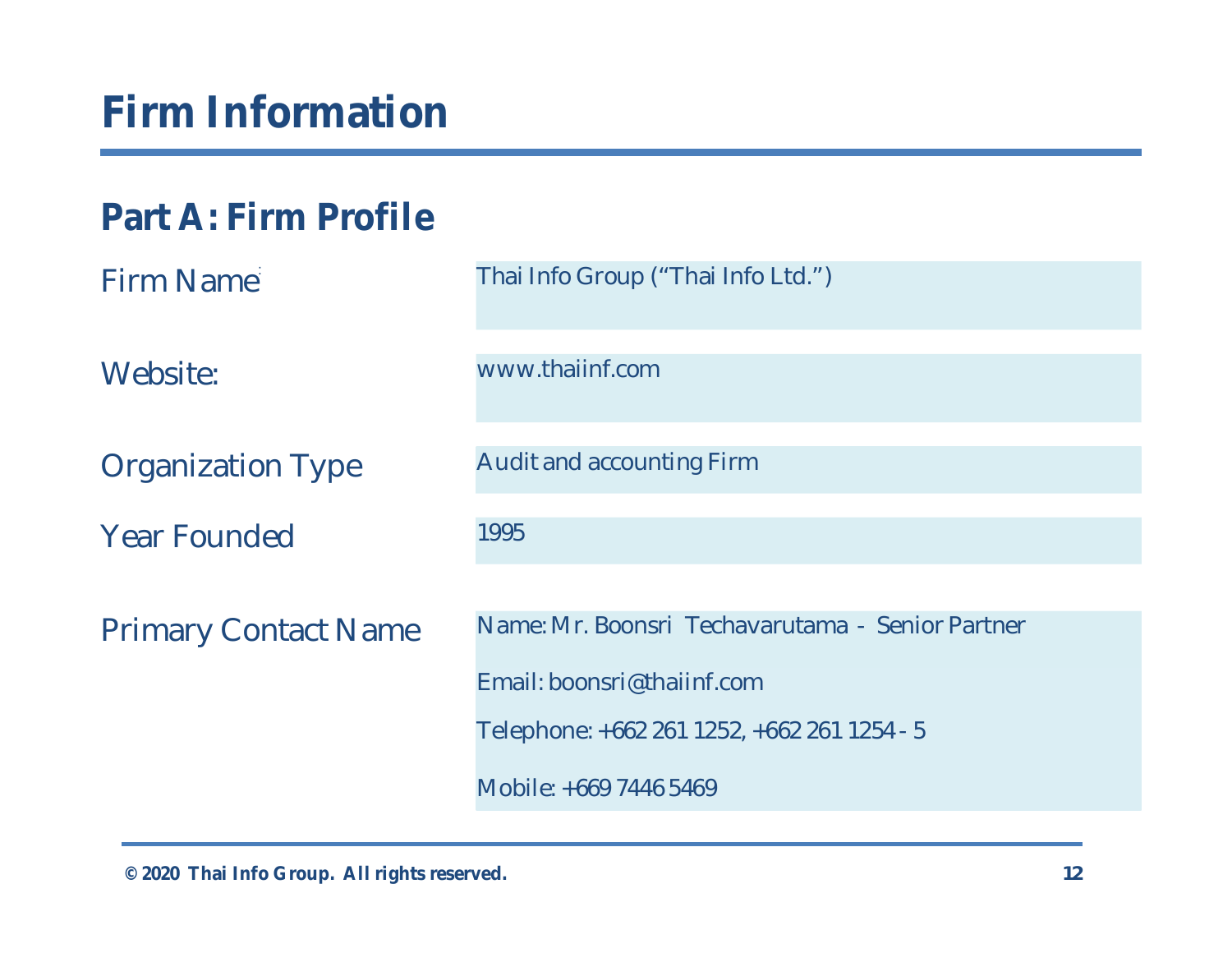# Firm Information

## Part A: Firm Profile

| Field | Details |
|---|---|
| Firm Name | Thai Info Group ("Thai Info Ltd.") |
| Website: | www.thaiinf.com |
| Organization Type | Audit and accounting Firm |
| Year Founded | 1995 |
| Primary Contact Name | Name: Mr. Boonsri Techavarutama - Senior Partner<br>Email: boonsri@thaiinf.com<br>Telephone: +662 261 1252, +662 261 1254 - 5<br>Mobile: +669 7446 5469 |

© 2020 Thai Info Group. All rights reserved.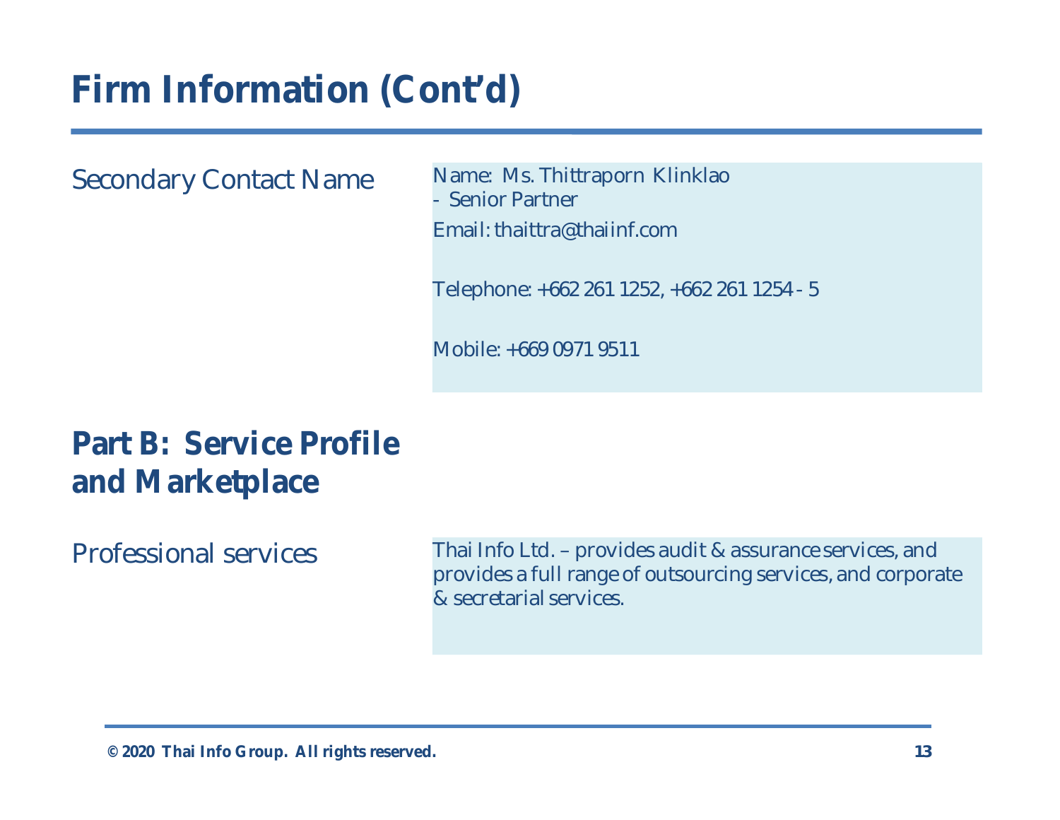# Firm Information (Cont'd)

| Secondary Contact Name | Name: Ms. Thittraporn Klinklao<br>- Senior Partner<br>Email: thaittra@thaiinf.com<br><br>Telephone: +662 261 1252, +662 261 1254 - 5<br><br>Mobile: +669 0971 9511 |
|---|---|

## Part B: Service Profile and Marketplace

| Professional services | Thai Info Ltd. – provides audit & assurance services, and provides a full range of outsourcing services, and corporate & secretarial services. |
|---|---|

© 2020 Thai Info Group. All rights reserved.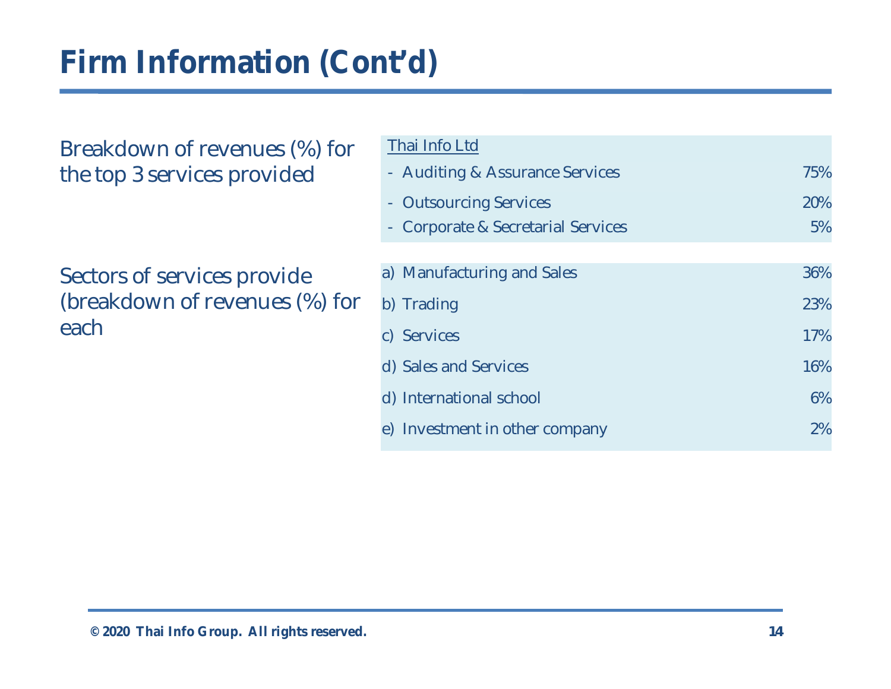# Firm Information (Cont'd)

| Breakdown of revenues (%) for the top 3 services provided | Thai Info Ltd | |
|---|---|---|
| | - Auditing & Assurance Services | 75% |
| | - Outsourcing Services | 20% |
| | - Corporate & Secretarial Services | 5% |

| Sectors of services provide (breakdown of revenues (%) for each | | |
|---|---|---|
| | a) Manufacturing and Sales | 36% |
| | b) Trading | 23% |
| | c) Services | 17% |
| | d) Sales and Services | 16% |
| | d) International school | 6% |
| | e) Investment in other company | 2% |

© 2020 Thai Info Group. All rights reserved.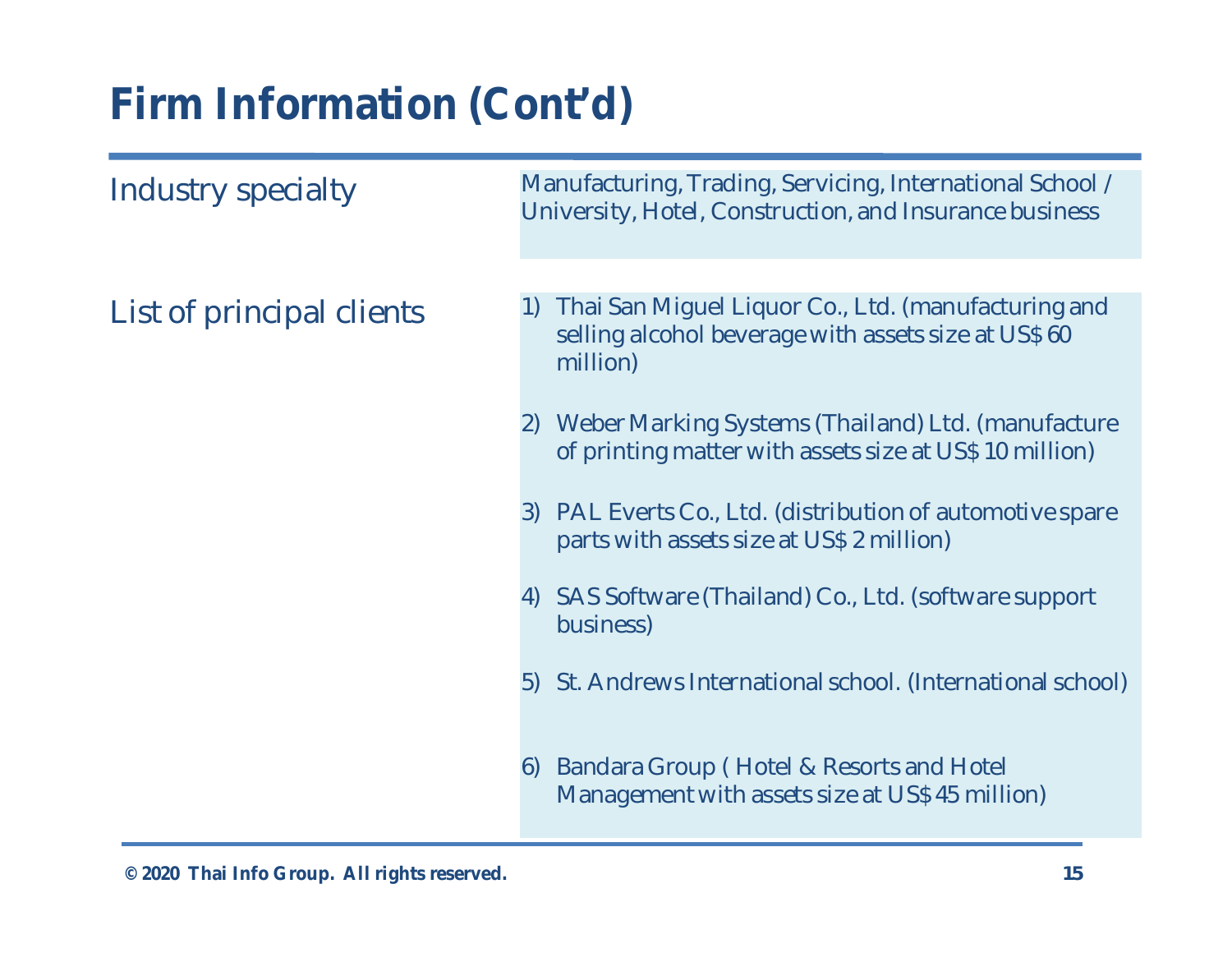# Firm Information (Cont'd)

| | |
|---|---|
| Industry specialty | Manufacturing, Trading, Servicing, International School / University, Hotel, Construction, and Insurance business |
| List of principal clients | 1) Thai San Miguel Liquor Co., Ltd. (manufacturing and selling alcohol beverage with assets size at US$ 60 million)<br><br>2) Weber Marking Systems (Thailand) Ltd. (manufacture of printing matter with assets size at US$ 10 million)<br><br>3) PAL Everts Co., Ltd. (distribution of automotive spare parts with assets size at US$ 2 million)<br><br>4) SAS Software (Thailand) Co., Ltd. (software support business)<br><br>5) St. Andrews International school. (International school)<br><br>6) Bandara Group ( Hotel & Resorts and Hotel Management with assets size at US$ 45 million) |

© 2020 Thai Info Group. All rights reserved.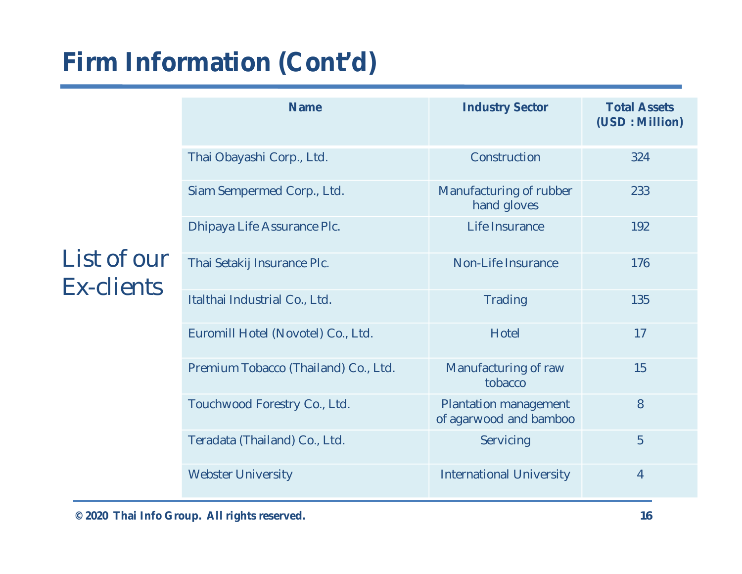# Firm Information (Cont'd)

List of our Ex-clients

| Name | Industry Sector | Total Assets (USD : Million) |
|---|---|---|
| Thai Obayashi Corp., Ltd. | Construction | 324 |
| Siam Sempermed Corp., Ltd. | Manufacturing of rubber hand gloves | 233 |
| Dhipaya Life Assurance Plc. | Life Insurance | 192 |
| Thai Setakij Insurance Plc. | Non-Life Insurance | 176 |
| Italthai Industrial Co., Ltd. | Trading | 135 |
| Euromill Hotel (Novotel) Co., Ltd. | Hotel | 17 |
| Premium Tobacco (Thailand) Co., Ltd. | Manufacturing of raw tobacco | 15 |
| Touchwood Forestry Co., Ltd. | Plantation management of agarwood and bamboo | 8 |
| Teradata (Thailand) Co., Ltd. | Servicing | 5 |
| Webster University | International University | 4 |

© 2020 Thai Info Group. All rights reserved.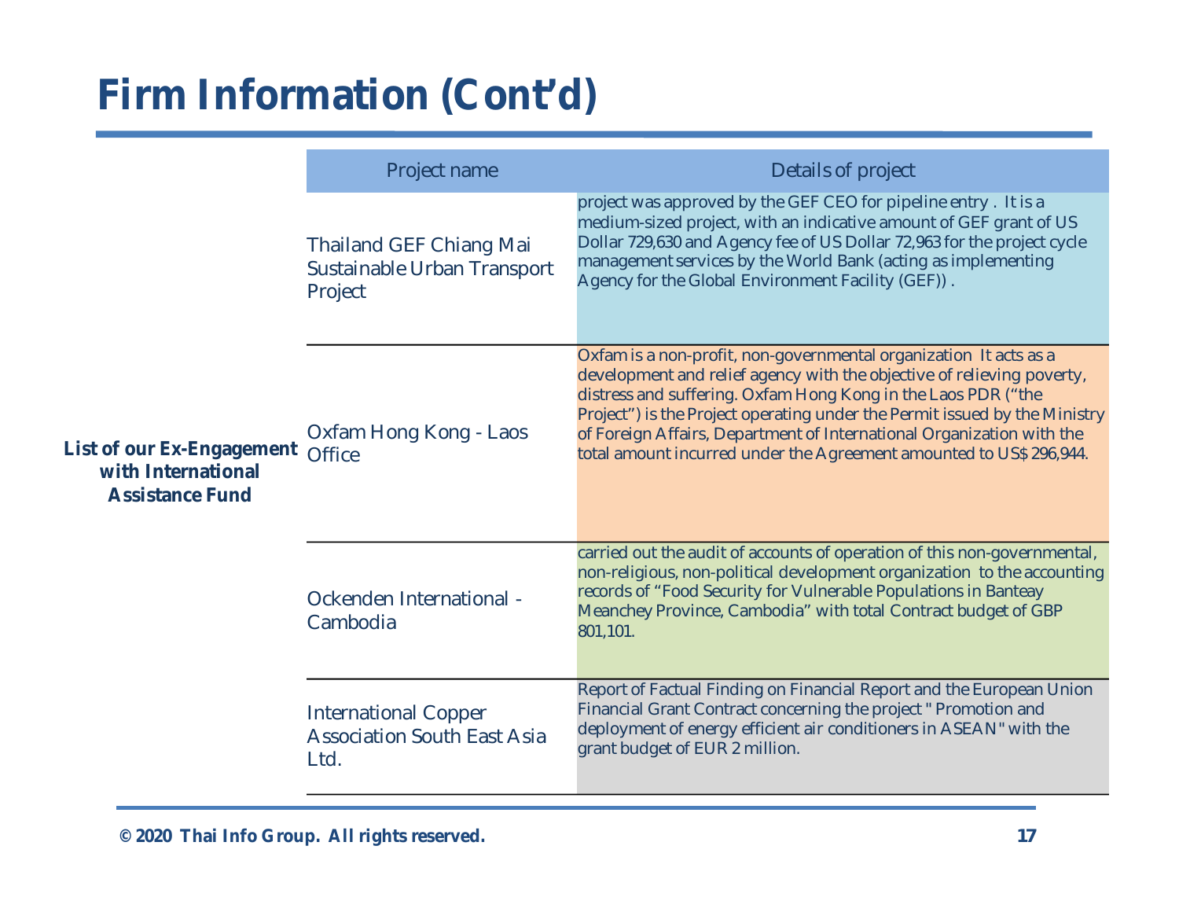# Firm Information (Cont'd)

**List of our Ex-Engagement with International Assistance Fund**

| Project name | Details of project |
|---|---|
| Thailand GEF Chiang Mai Sustainable Urban Transport Project | project was approved by the GEF CEO for pipeline entry . It is a medium-sized project, with an indicative amount of GEF grant of US Dollar 729,630 and Agency fee of US Dollar 72,963 for the project cycle management services by the World Bank (acting as implementing Agency for the Global Environment Facility (GEF)) . |
| Oxfam Hong Kong - Laos Office | Oxfam is a non-profit, non-governmental organization It acts as a development and relief agency with the objective of relieving poverty, distress and suffering. Oxfam Hong Kong in the Laos PDR ("the Project") is the Project operating under the Permit issued by the Ministry of Foreign Affairs, Department of International Organization with the total amount incurred under the Agreement amounted to US$ 296,944. |
| Ockenden International - Cambodia | carried out the audit of accounts of operation of this non-governmental, non-religious, non-political development organization to the accounting records of "Food Security for Vulnerable Populations in Banteay Meanchey Province, Cambodia" with total Contract budget of GBP 801,101. |
| International Copper Association South East Asia Ltd. | Report of Factual Finding on Financial Report and the European Union Financial Grant Contract concerning the project " Promotion and deployment of energy efficient air conditioners in ASEAN" with the grant budget of EUR 2 million. |

© 2020 Thai Info Group. All rights reserved.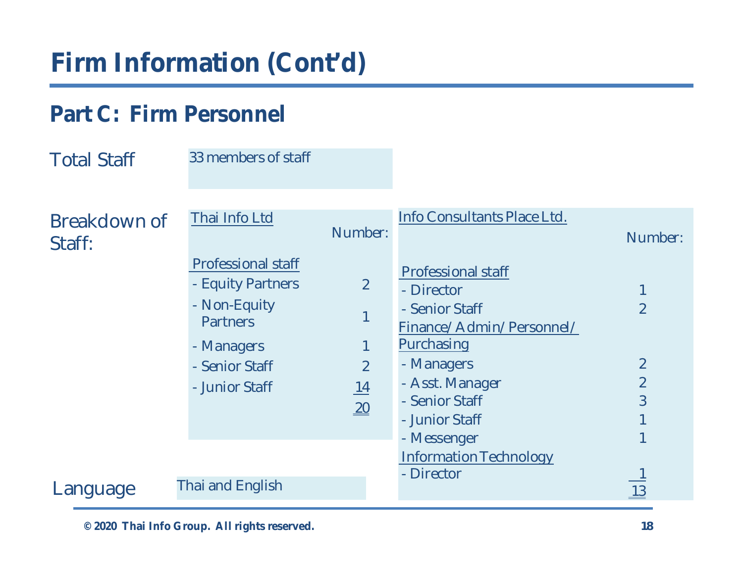# Firm Information (Cont'd)

## Part C: Firm Personnel

**Total Staff**

33 members of staff

**Breakdown of Staff:**

**Thai Info Ltd**

| | Number: |
|---|---|
| **Professional staff** | |
| - Equity Partners | 2 |
| - Non-Equity Partners | 1 |
| - Managers | 1 |
| - Senior Staff | 2 |
| - Junior Staff | 14 |
| | 20 |

**Info Consultants Place Ltd.**

| | Number: |
|---|---|
| **Professional staff** | |
| - Director | 1 |
| - Senior Staff | 2 |
| **Finance/ Admin/ Personnel/ Purchasing** | |
| - Managers | 2 |
| - Asst. Manager | 2 |
| - Senior Staff | 3 |
| - Junior Staff | 1 |
| - Messenger | 1 |
| **Information Technology** | |
| - Director | 1 |
| | 13 |

**Language**

Thai and English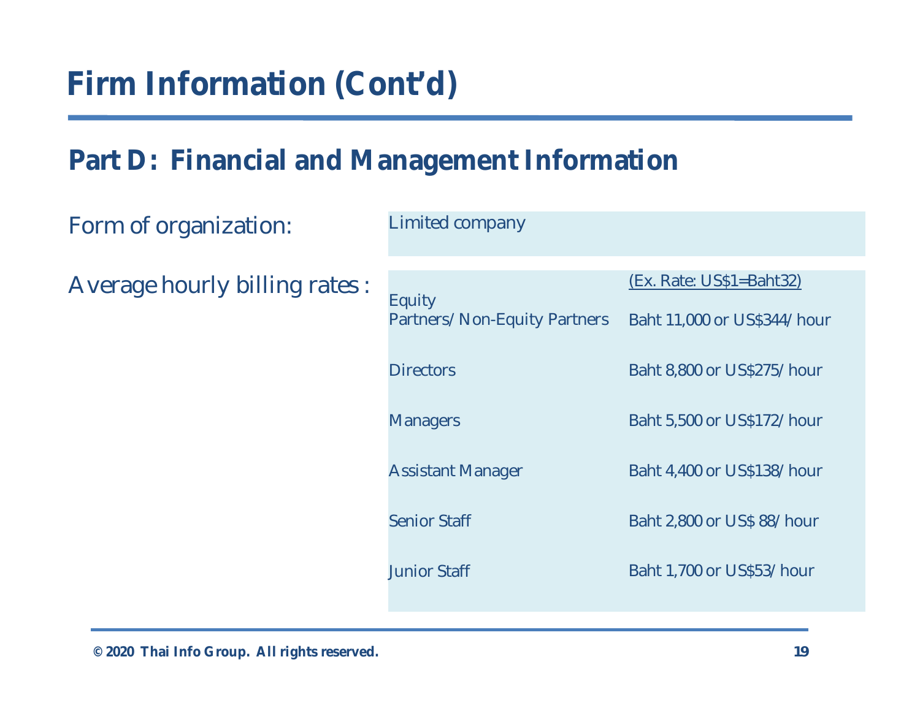# Firm Information (Cont'd)

## Part D: Financial and Management Information

| | | |
|---|---|---|
| Form of organization: | Limited company | |
| Average hourly billing rates : | | (Ex. Rate: US$1=Baht32) |
| | Equity Partners/ Non-Equity Partners | Baht 11,000 or US$344/ hour |
| | Directors | Baht 8,800 or US$275/ hour |
| | Managers | Baht 5,500 or US$172/ hour |
| | Assistant Manager | Baht 4,400 or US$138/ hour |
| | Senior Staff | Baht 2,800 or US$ 88/ hour |
| | Junior Staff | Baht 1,700 or US$53/ hour |

© 2020 Thai Info Group. All rights reserved.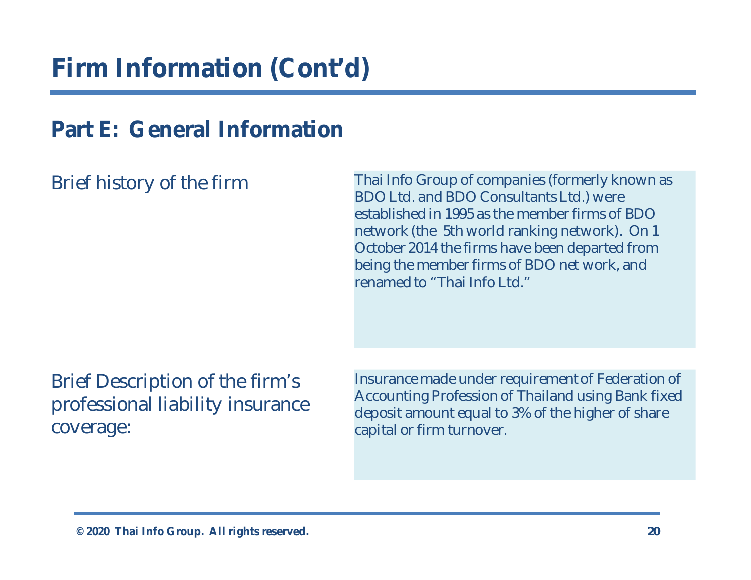# Firm Information (Cont'd)

## Part E: General Information

| | |
|---|---|
| Brief history of the firm | Thai Info Group of companies (formerly known as BDO Ltd. and BDO Consultants Ltd.) were established in 1995 as the member firms of BDO network (the 5th world ranking network). On 1 October 2014 the firms have been departed from being the member firms of BDO net work, and renamed to "Thai Info Ltd." |
| Brief Description of the firm's professional liability insurance coverage: | Insurance made under requirement of Federation of Accounting Profession of Thailand using Bank fixed deposit amount equal to 3% of the higher of share capital or firm turnover. |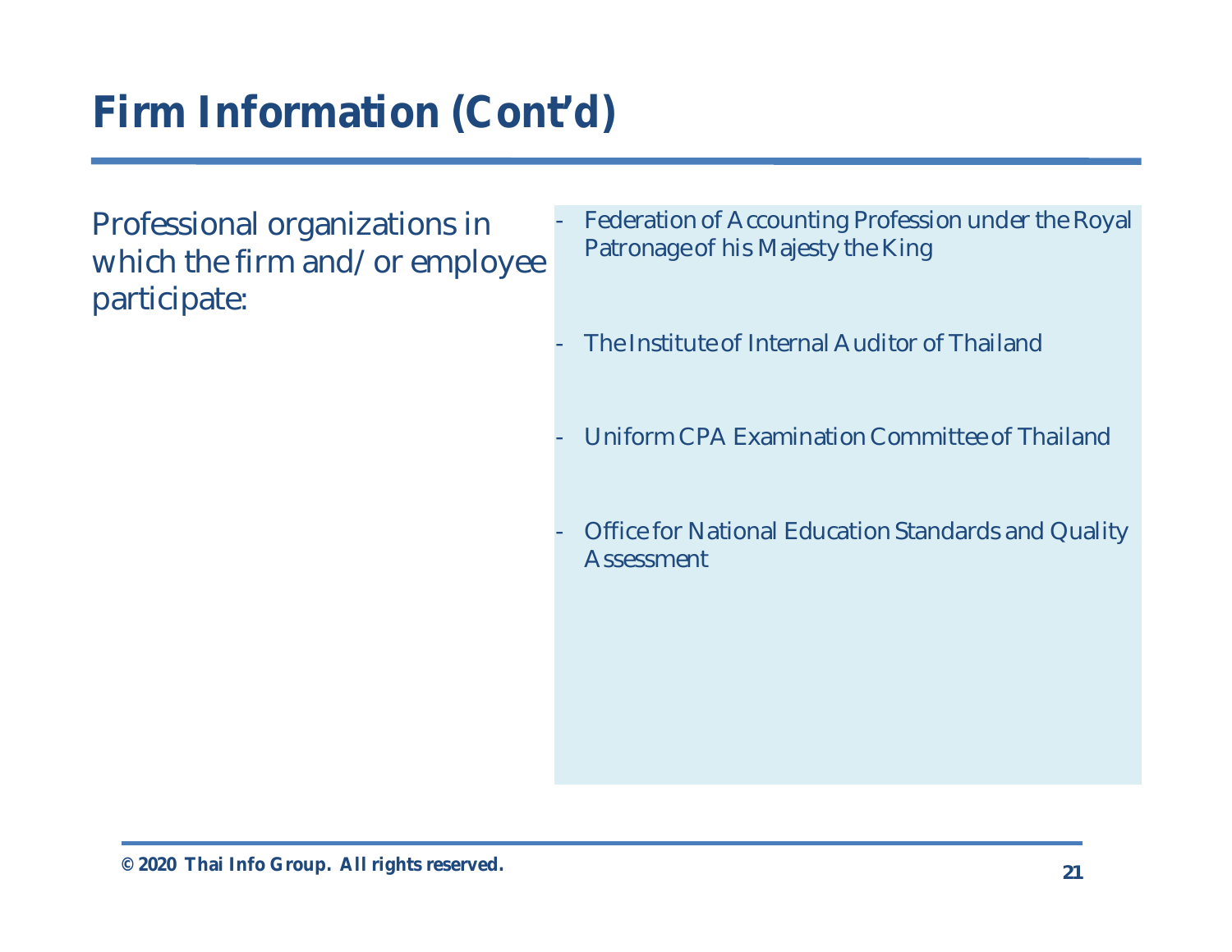# Firm Information (Cont'd)

Professional organizations in which the firm and/or employee participate:

- Federation of Accounting Profession under the Royal Patronage of his Majesty the King
- The Institute of Internal Auditor of Thailand
- Uniform CPA Examination Committee of Thailand
- Office for National Education Standards and Quality Assessment

**© 2020 Thai Info Group. All rights reserved.**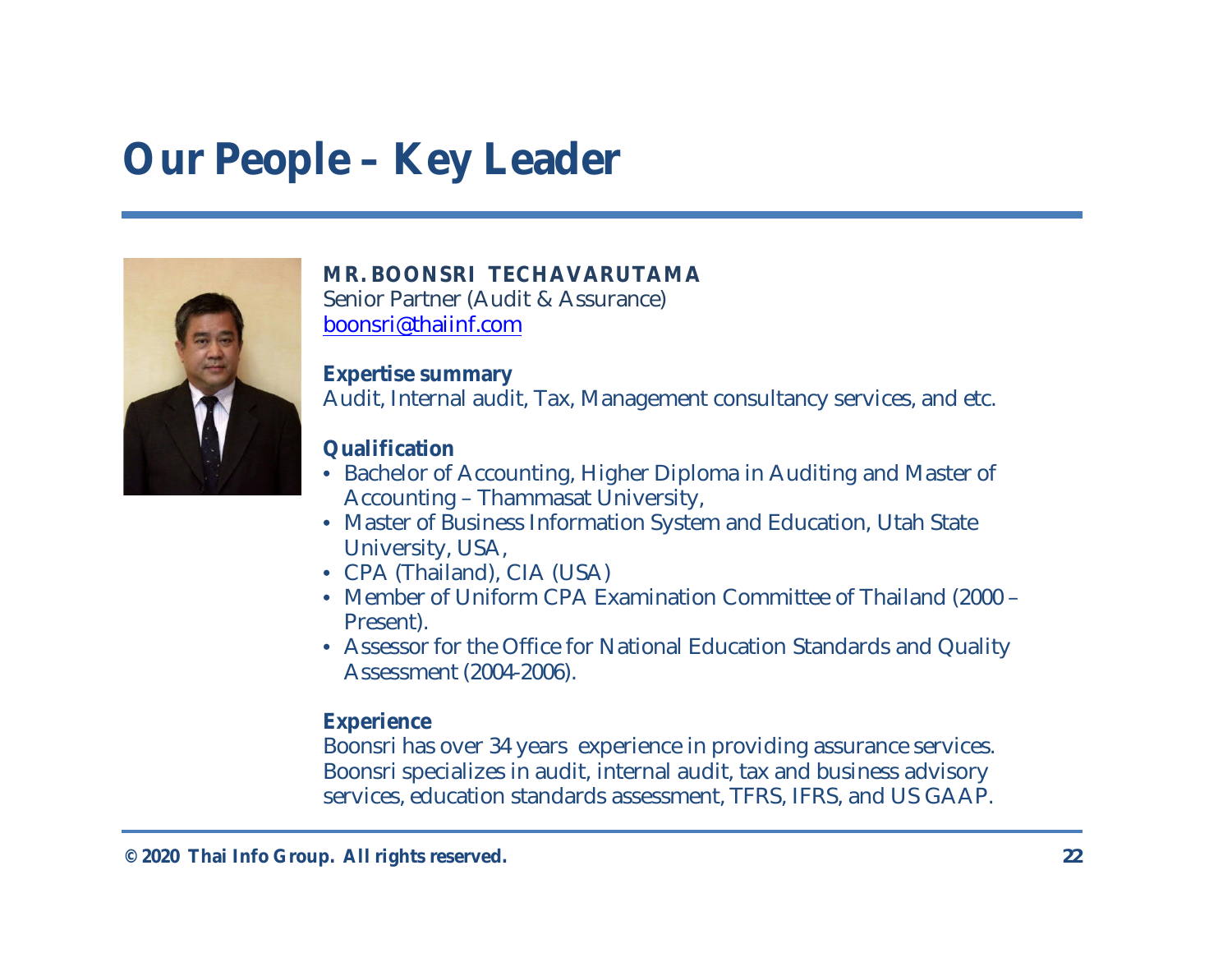# Our People – Key Leader

**MR. BOONSRI TECHAVARUTAMA**
Senior Partner (Audit & Assurance)
boonsri@thaiinf.com

**Expertise summary**
Audit, Internal audit, Tax, Management consultancy services, and etc.

**Qualification**

- Bachelor of Accounting, Higher Diploma in Auditing and Master of Accounting – Thammasat University,
- Master of Business Information System and Education, Utah State University, USA,
- CPA (Thailand), CIA (USA)
- Member of Uniform CPA Examination Committee of Thailand (2000 – Present).
- Assessor for the Office for National Education Standards and Quality Assessment (2004-2006).

**Experience**
Boonsri has over 34 years experience in providing assurance services. Boonsri specializes in audit, internal audit, tax and business advisory services, education standards assessment, TFRS, IFRS, and US GAAP.

**© 2020 Thai Info Group. All rights reserved.**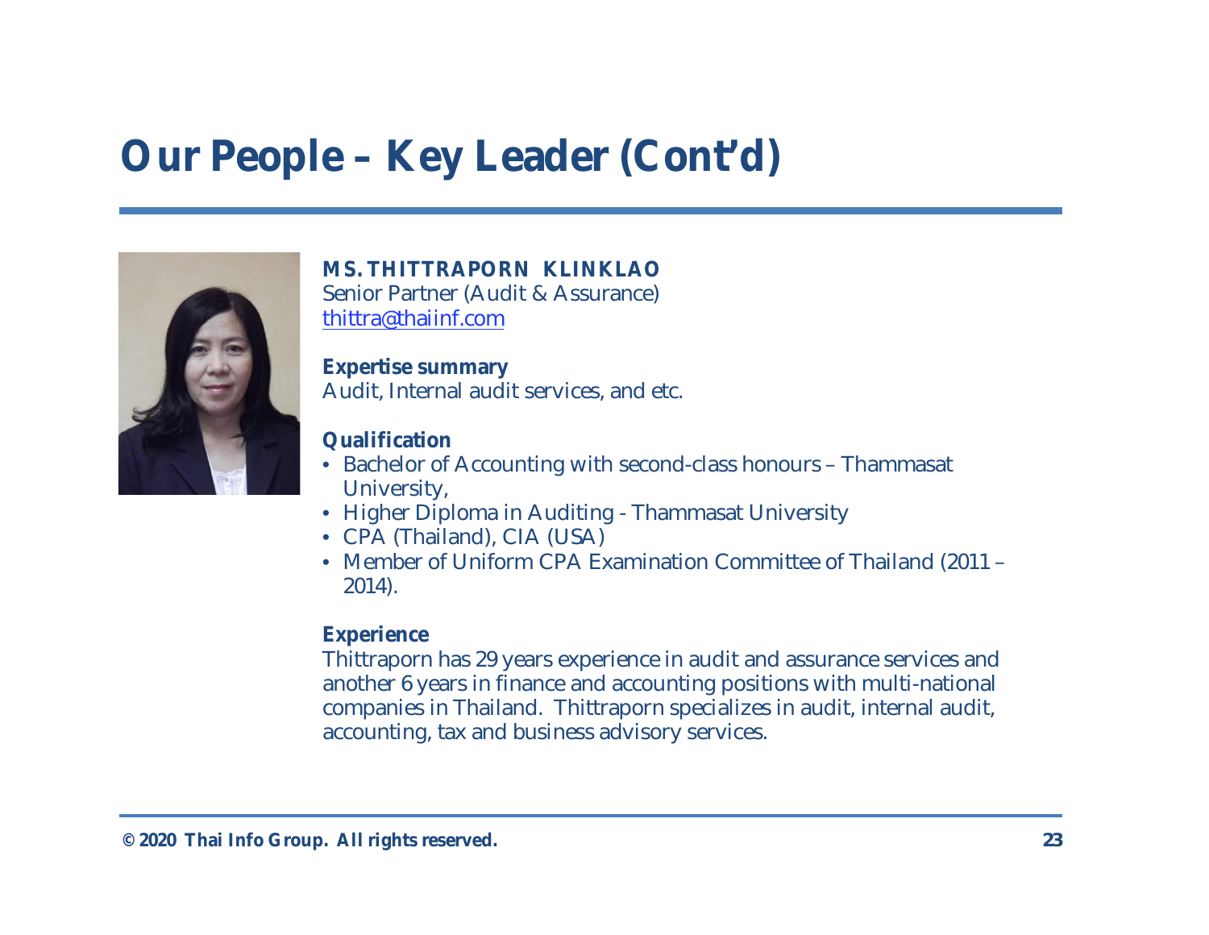# Our People – Key Leader (Cont'd)

**MS. THITTRAPORN KLINKLAO**
Senior Partner (Audit & Assurance)
thittra@thaiinf.com

**Expertise summary**
Audit, Internal audit services, and etc.

**Qualification**

- Bachelor of Accounting with second-class honours – Thammasat University,
- Higher Diploma in Auditing - Thammasat University
- CPA (Thailand), CIA (USA)
- Member of Uniform CPA Examination Committee of Thailand (2011 – 2014).

**Experience**
Thittraporn has 29 years experience in audit and assurance services and another 6 years in finance and accounting positions with multi-national companies in Thailand. Thittraporn specializes in audit, internal audit, accounting, tax and business advisory services.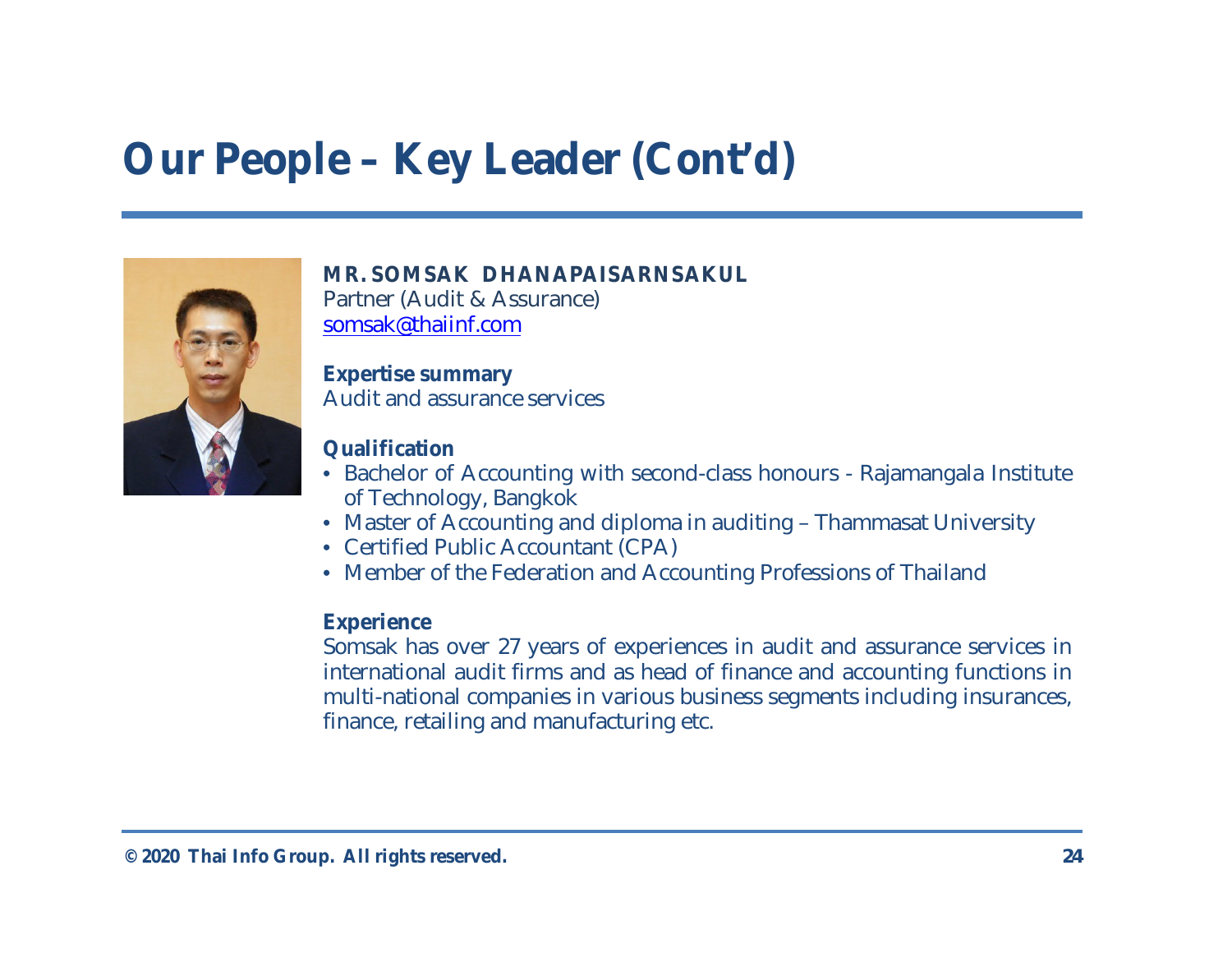# Our People – Key Leader (Cont'd)

**MR. SOMSAK DHANAPAISARNSAKUL**
Partner (Audit & Assurance)
somsak@thaiinf.com

**Expertise summary**
Audit and assurance services

**Qualification**

- Bachelor of Accounting with second-class honours - Rajamangala Institute of Technology, Bangkok
- Master of Accounting and diploma in auditing – Thammasat University
- Certified Public Accountant (CPA)
- Member of the Federation and Accounting Professions of Thailand

**Experience**
Somsak has over 27 years of experiences in audit and assurance services in international audit firms and as head of finance and accounting functions in multi-national companies in various business segments including insurances, finance, retailing and manufacturing etc.

**© 2020 Thai Info Group. All rights reserved.**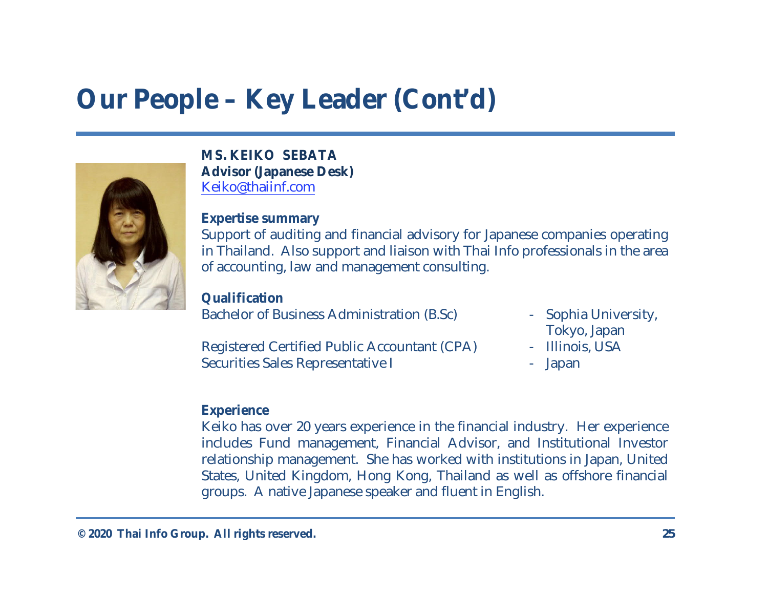# Our People – Key Leader (Cont'd)

**MS. KEIKO SEBATA**
**Advisor (Japanese Desk)**
Keiko@thaiinf.com

**Expertise summary**
Support of auditing and financial advisory for Japanese companies operating in Thailand. Also support and liaison with Thai Info professionals in the area of accounting, law and management consulting.

**Qualification**

| | |
|---|---|
| Bachelor of Business Administration (B.Sc) | - Sophia University, Tokyo, Japan |
| Registered Certified Public Accountant (CPA) | - Illinois, USA |
| Securities Sales Representative I | - Japan |

**Experience**
Keiko has over 20 years experience in the financial industry. Her experience includes Fund management, Financial Advisor, and Institutional Investor relationship management. She has worked with institutions in Japan, United States, United Kingdom, Hong Kong, Thailand as well as offshore financial groups. A native Japanese speaker and fluent in English.

**© 2020 Thai Info Group. All rights reserved.**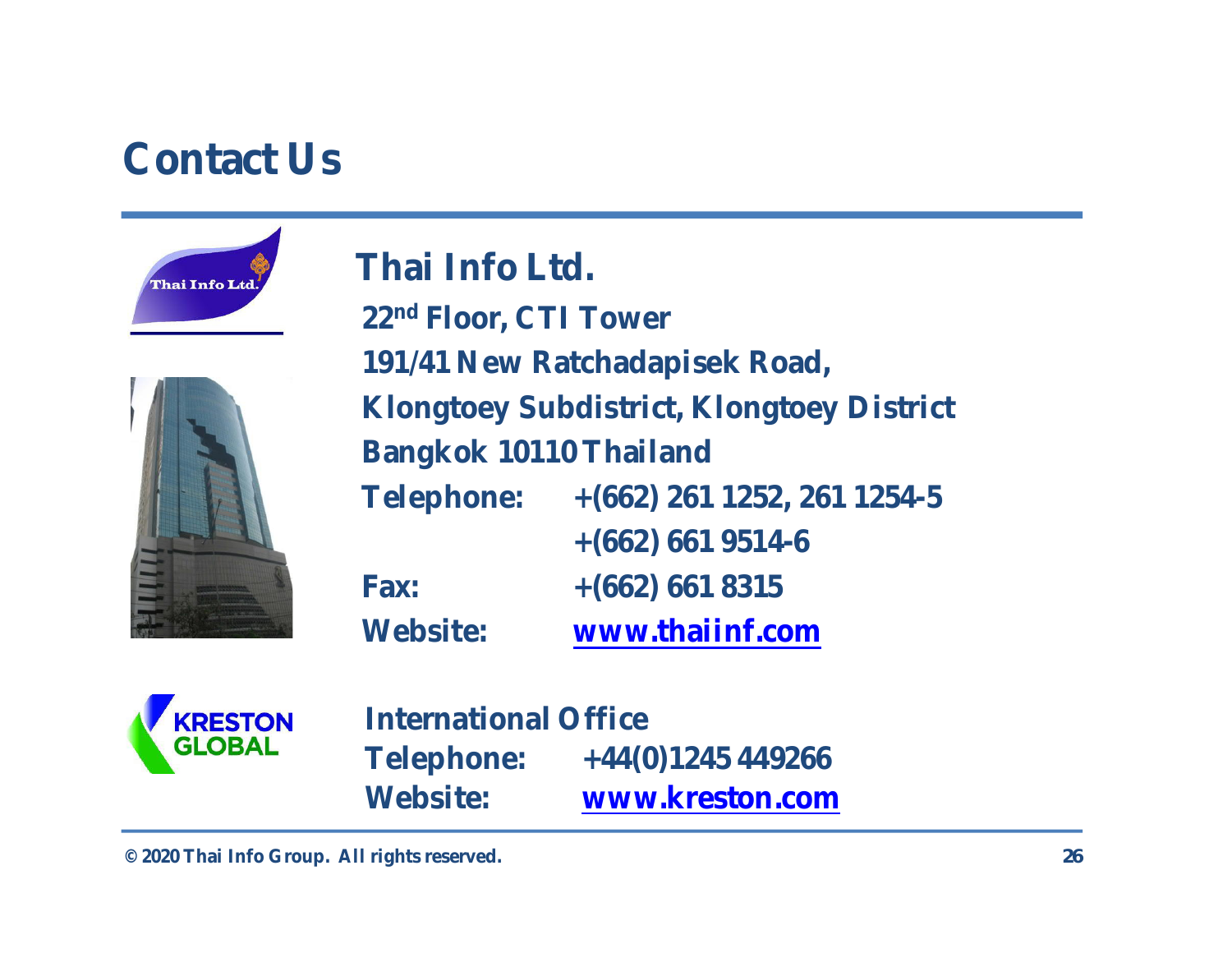# Contact Us

## Thai Info Ltd.

**22nd Floor, CTI Tower**
**191/41 New Ratchadapisek Road,**
**Klongtoey Subdistrict, Klongtoey District**
**Bangkok 10110 Thailand**

| | |
|---|---|
| **Telephone:** | **+(662) 261 1252, 261 1254-5** |
| | **+(662) 661 9514-6** |
| **Fax:** | **+(662) 661 8315** |
| **Website:** | **www.thaiinf.com** |

**International Office**

| | |
|---|---|
| **Telephone:** | **+44(0)1245 449266** |
| **Website:** | **www.kreston.com** |

**© 2020 Thai Info Group. All rights reserved.**